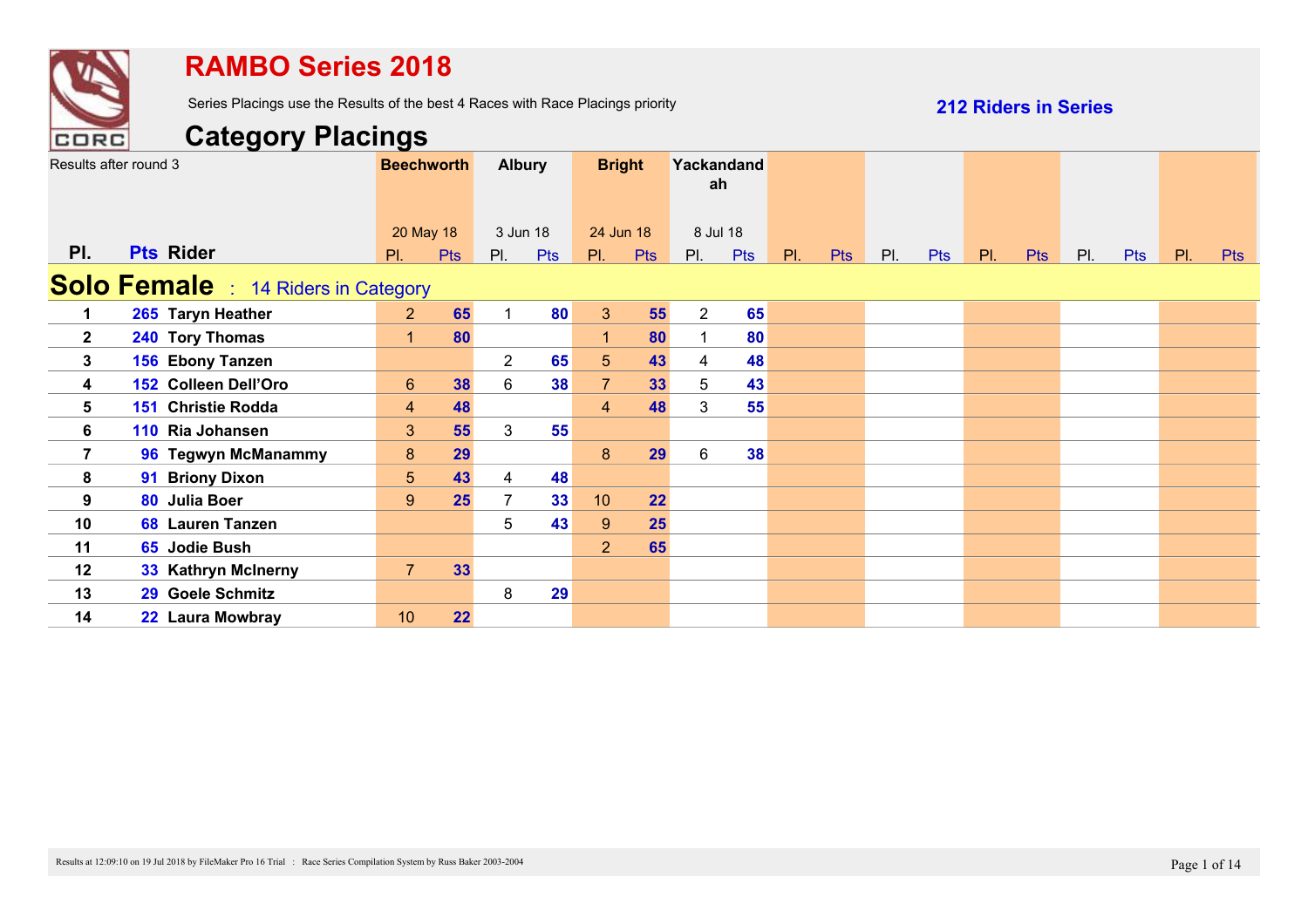# RAMBO Series 2018

Series Placings use the Results of the best 4 Races with Race Placings priority

**212 Riders in Series**

## Category Placings

Results after round 3

| Pl. | Pts | Rider | Beechworth 20 May 18 Pl. | Pts | Albury 3 Jun 18 Pl. | Pts | Bright 24 Jun 18 Pl. | Pts | Yackandandah 8 Jul 18 Pl. | Pts | Pl. | Pts | Pl. | Pts | Pl. | Pts | Pl. | Pts | Pl. | Pts |
|---|---|---|---|---|---|---|---|---|---|---|---|---|---|---|---|---|---|---|---|---|
| **Solo Female** : 14 Riders in Category | | | | | | | | | | | | | | | | | | | | |
| 1 | 265 | Taryn Heather | 2 | 65 | 1 | 80 | 3 | 55 | 2 | 65 | | | | | | | | | | |
| 2 | 240 | Tory Thomas | 1 | 80 | | | 1 | 80 | 1 | 80 | | | | | | | | | | |
| 3 | 156 | Ebony Tanzen | | | 2 | 65 | 5 | 43 | 4 | 48 | | | | | | | | | | |
| 4 | 152 | Colleen Dell'Oro | 6 | 38 | 6 | 38 | 7 | 33 | 5 | 43 | | | | | | | | | | |
| 5 | 151 | Christie Rodda | 4 | 48 | | | 4 | 48 | 3 | 55 | | | | | | | | | | |
| 6 | 110 | Ria Johansen | 3 | 55 | 3 | 55 | | | | | | | | | | | | | | |
| 7 | 96 | Tegwyn McManammy | 8 | 29 | | | 8 | 29 | 6 | 38 | | | | | | | | | | |
| 8 | 91 | Briony Dixon | 5 | 43 | 4 | 48 | | | | | | | | | | | | | | |
| 9 | 80 | Julia Boer | 9 | 25 | 7 | 33 | 10 | 22 | | | | | | | | | | | | |
| 10 | 68 | Lauren Tanzen | | | 5 | 43 | 9 | 25 | | | | | | | | | | | | |
| 11 | 65 | Jodie Bush | | | | | 2 | 65 | | | | | | | | | | | | |
| 12 | 33 | Kathryn McInerny | 7 | 33 | | | | | | | | | | | | | | | | |
| 13 | 29 | Goele Schmitz | | | 8 | 29 | | | | | | | | | | | | | | |
| 14 | 22 | Laura Mowbray | 10 | 22 | | | | | | | | | | | | | | | | |

Results at 12:09:10 on 19 Jul 2018 by FileMaker Pro 16 Trial : Race Series Compilation System by Russ Baker 2003-2004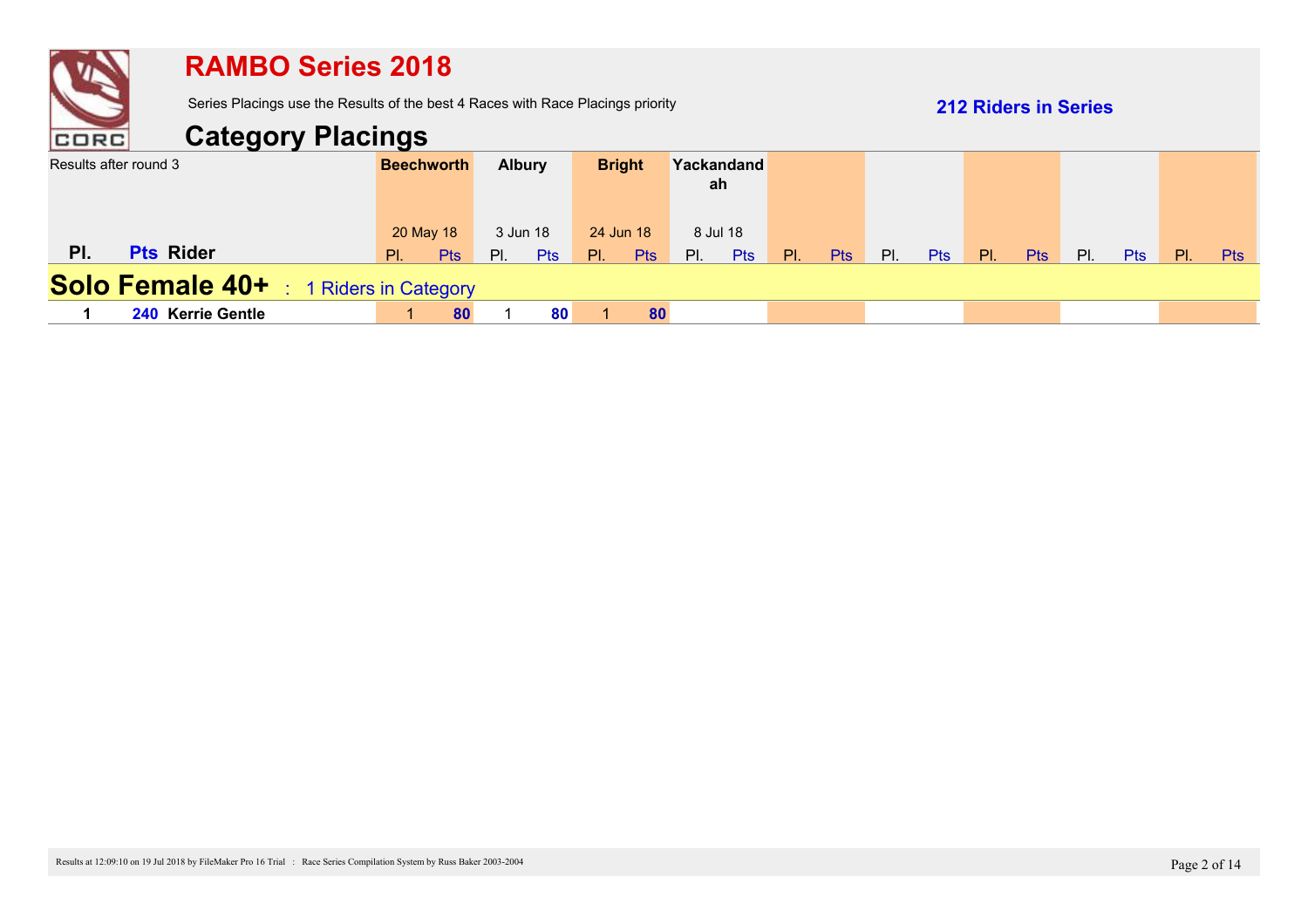# RAMBO Series 2018

Series Placings use the Results of the best 4 Races with Race Placings priority

**212 Riders in Series**

## Category Placings

Results after round 3

| Pl. | Pts | Rider | Beechworth 20 May 18 Pl. | Pts | Albury 3 Jun 18 Pl. | Pts | Bright 24 Jun 18 Pl. | Pts | Yackandandah 8 Jul 18 Pl. | Pts | Pl. | Pts | Pl. | Pts | Pl. | Pts | Pl. | Pts | Pl. | Pts |
|---|---|---|---|---|---|---|---|---|---|---|---|---|---|---|---|---|---|---|---|---|
| **Solo Female 40+** : 1 Riders in Category | | | | | | | | | | | | | | | | | | | | |
| **1** | **240** | **Kerrie Gentle** | 1 | **80** | 1 | **80** | 1 | **80** | | | | | | | | | | | | |

Results at 12:09:10 on 19 Jul 2018 by FileMaker Pro 16 Trial : Race Series Compilation System by Russ Baker 2003-2004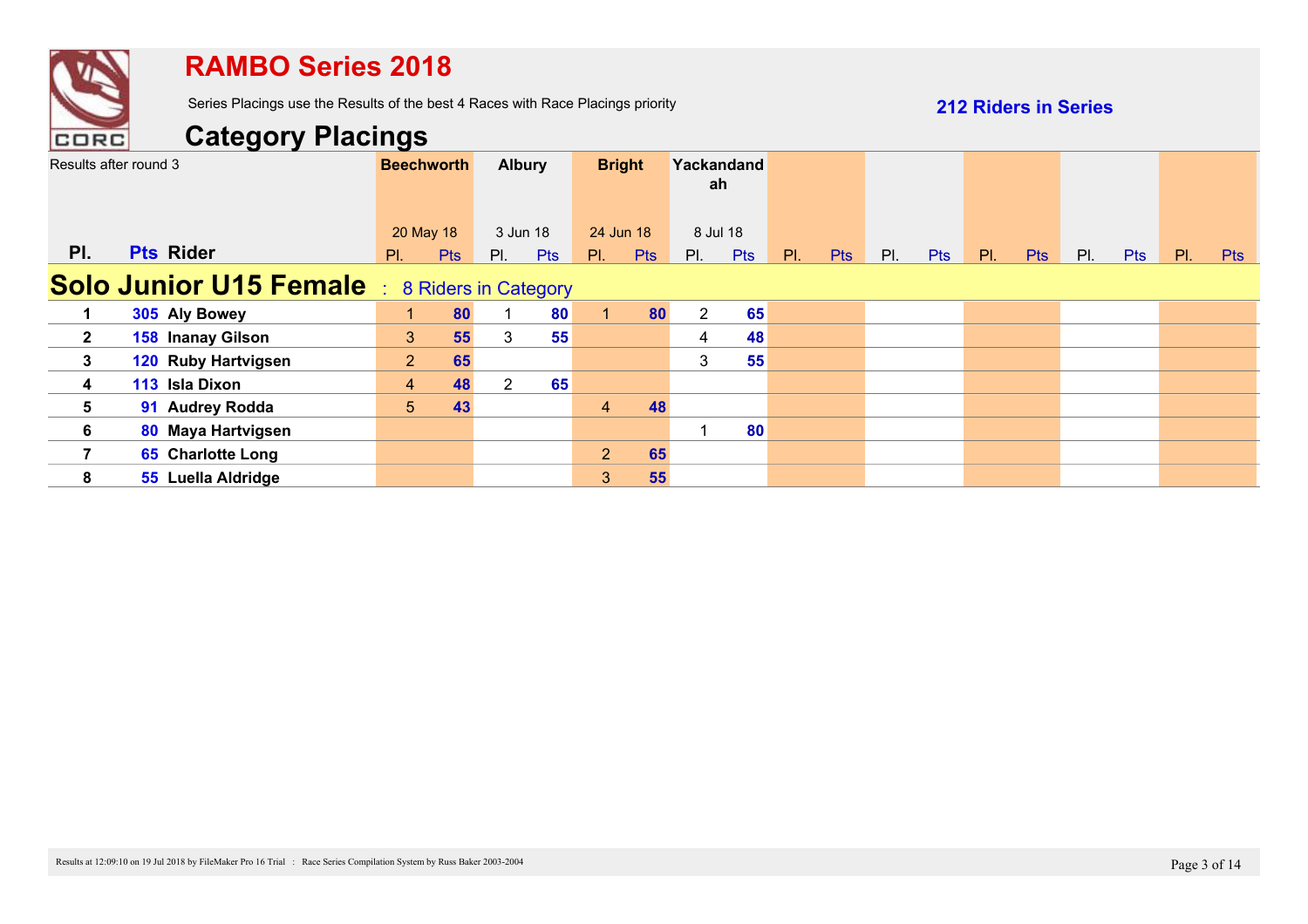# RAMBO Series 2018

Series Placings use the Results of the best 4 Races with Race Placings priority

**212 Riders in Series**

## Category Placings

Results after round 3

| Pl. | Pts | Rider | Beechworth 20 May 18 Pl. | Pts | Albury 3 Jun 18 Pl. | Pts | Bright 24 Jun 18 Pl. | Pts | Yackandandah 8 Jul 18 Pl. | Pts | Pl. | Pts | Pl. | Pts | Pl. | Pts | Pl. | Pts | Pl. | Pts |
|---|---|---|---|---|---|---|---|---|---|---|---|---|---|---|---|---|---|---|---|---|
| **Solo Junior U15 Female** : 8 Riders in Category | | | | | | | | | | | | | | | | | | | | |
| **1** | **305** | **Aly Bowey** | 1 | **80** | 1 | **80** | 1 | **80** | 2 | **65** | | | | | | | | | | |
| **2** | **158** | **Inanay Gilson** | 3 | **55** | 3 | **55** | | | 4 | **48** | | | | | | | | | | |
| **3** | **120** | **Ruby Hartvigsen** | 2 | **65** | | | | | 3 | **55** | | | | | | | | | | |
| **4** | **113** | **Isla Dixon** | 4 | **48** | 2 | **65** | | | | | | | | | | | | | | |
| **5** | **91** | **Audrey Rodda** | 5 | **43** | | | 4 | **48** | | | | | | | | | | | | |
| **6** | **80** | **Maya Hartvigsen** | | | | | | | 1 | **80** | | | | | | | | | | |
| **7** | **65** | **Charlotte Long** | | | | | 2 | **65** | | | | | | | | | | | | |
| **8** | **55** | **Luella Aldridge** | | | | | 3 | **55** | | | | | | | | | | | | |

Results at 12:09:10 on 19 Jul 2018 by FileMaker Pro 16 Trial : Race Series Compilation System by Russ Baker 2003-2004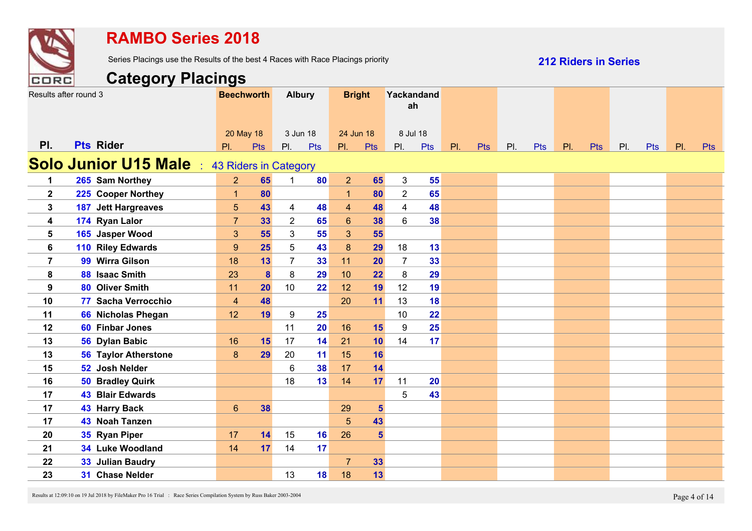# RAMBO Series 2018

Series Placings use the Results of the best 4 Races with Race Placings priority

**212 Riders in Series**

## Category Placings

Results after round 3

| Pl. | Pts | Rider | Beechworth 20 May 18 Pl. | Pts | Albury 3 Jun 18 Pl. | Pts | Bright 24 Jun 18 Pl. | Pts | Yackandandah 8 Jul 18 Pl. | Pts | Pl. | Pts | Pl. | Pts | Pl. | Pts | Pl. | Pts | Pl. | Pts |
|---|---|---|---|---|---|---|---|---|---|---|---|---|---|---|---|---|---|---|---|---|
| **Solo Junior U15 Male** : 43 Riders in Category | | | | | | | | | | | | | | | | | | | | |
| 1 | 265 | Sam Northey | 2 | 65 | 1 | 80 | 2 | 65 | 3 | 55 | | | | | | | | | | |
| 2 | 225 | Cooper Northey | 1 | 80 | | | 1 | 80 | 2 | 65 | | | | | | | | | | |
| 3 | 187 | Jett Hargreaves | 5 | 43 | 4 | 48 | 4 | 48 | 4 | 48 | | | | | | | | | | |
| 4 | 174 | Ryan Lalor | 7 | 33 | 2 | 65 | 6 | 38 | 6 | 38 | | | | | | | | | | |
| 5 | 165 | Jasper Wood | 3 | 55 | 3 | 55 | 3 | 55 | | | | | | | | | | | | |
| 6 | 110 | Riley Edwards | 9 | 25 | 5 | 43 | 8 | 29 | 18 | 13 | | | | | | | | | | |
| 7 | 99 | Wirra Gilson | 18 | 13 | 7 | 33 | 11 | 20 | 7 | 33 | | | | | | | | | | |
| 8 | 88 | Isaac Smith | 23 | 8 | 8 | 29 | 10 | 22 | 8 | 29 | | | | | | | | | | |
| 9 | 80 | Oliver Smith | 11 | 20 | 10 | 22 | 12 | 19 | 12 | 19 | | | | | | | | | | |
| 10 | 77 | Sacha Verrocchio | 4 | 48 | | | 20 | 11 | 13 | 18 | | | | | | | | | | |
| 11 | 66 | Nicholas Phegan | 12 | 19 | 9 | 25 | | | 10 | 22 | | | | | | | | | | |
| 12 | 60 | Finbar Jones | | | 11 | 20 | 16 | 15 | 9 | 25 | | | | | | | | | | |
| 13 | 56 | Dylan Babic | 16 | 15 | 17 | 14 | 21 | 10 | 14 | 17 | | | | | | | | | | |
| 13 | 56 | Taylor Atherstone | 8 | 29 | 20 | 11 | 15 | 16 | | | | | | | | | | | | |
| 15 | 52 | Josh Nelder | | | 6 | 38 | 17 | 14 | | | | | | | | | | | | |
| 16 | 50 | Bradley Quirk | | | 18 | 13 | 14 | 17 | 11 | 20 | | | | | | | | | | |
| 17 | 43 | Blair Edwards | | | | | | | 5 | 43 | | | | | | | | | | |
| 17 | 43 | Harry Back | 6 | 38 | | | 29 | 5 | | | | | | | | | | | | |
| 17 | 43 | Noah Tanzen | | | | | 5 | 43 | | | | | | | | | | | | |
| 20 | 35 | Ryan Piper | 17 | 14 | 15 | 16 | 26 | 5 | | | | | | | | | | | | |
| 21 | 34 | Luke Woodland | 14 | 17 | 14 | 17 | | | | | | | | | | | | | | |
| 22 | 33 | Julian Baudry | | | | | 7 | 33 | | | | | | | | | | | | |
| 23 | 31 | Chase Nelder | | | 13 | 18 | 18 | 13 | | | | | | | | | | | | |

Results at 12:09:10 on 19 Jul 2018 by FileMaker Pro 16 Trial : Race Series Compilation System by Russ Baker 2003-2004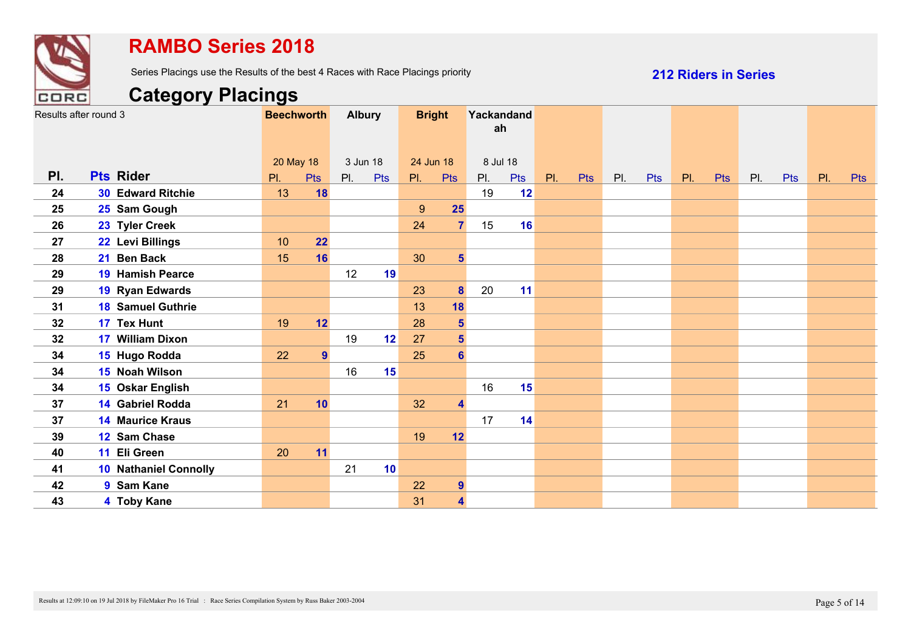# RAMBO Series 2018

Series Placings use the Results of the best 4 Races with Race Placings priority

**212 Riders in Series**

## Category Placings

Results after round 3

| | | | Beechworth | | Albury | | Bright | | Yackandandah | | | | | | | | | | | |
|---|---|---|---|---|---|---|---|---|---|---|---|---|---|---|---|---|---|---|---|---|
| | | | 20 May 18 | | 3 Jun 18 | | 24 Jun 18 | | 8 Jul 18 | | | | | | | | | | | |
| **Pl.** | **Pts** | **Rider** | Pl. | Pts | Pl. | Pts | Pl. | Pts | Pl. | Pts | Pl. | Pts | Pl. | Pts | Pl. | Pts | Pl. | Pts | Pl. | Pts |
| 24 | 30 | Edward Ritchie | 13 | 18 | | | | | 19 | 12 | | | | | | | | | | |
| 25 | 25 | Sam Gough | | | | | 9 | 25 | | | | | | | | | | | | |
| 26 | 23 | Tyler Creek | | | | | 24 | 7 | 15 | 16 | | | | | | | | | | |
| 27 | 22 | Levi Billings | 10 | 22 | | | | | | | | | | | | | | | | |
| 28 | 21 | Ben Back | 15 | 16 | | | 30 | 5 | | | | | | | | | | | | |
| 29 | 19 | Hamish Pearce | | | 12 | 19 | | | | | | | | | | | | | | |
| 29 | 19 | Ryan Edwards | | | | | 23 | 8 | 20 | 11 | | | | | | | | | | |
| 31 | 18 | Samuel Guthrie | | | | | 13 | 18 | | | | | | | | | | | | |
| 32 | 17 | Tex Hunt | 19 | 12 | | | 28 | 5 | | | | | | | | | | | | |
| 32 | 17 | William Dixon | | | 19 | 12 | 27 | 5 | | | | | | | | | | | | |
| 34 | 15 | Hugo Rodda | 22 | 9 | | | 25 | 6 | | | | | | | | | | | | |
| 34 | 15 | Noah Wilson | | | 16 | 15 | | | | | | | | | | | | | | |
| 34 | 15 | Oskar English | | | | | | | 16 | 15 | | | | | | | | | | |
| 37 | 14 | Gabriel Rodda | 21 | 10 | | | 32 | 4 | | | | | | | | | | | | |
| 37 | 14 | Maurice Kraus | | | | | | | 17 | 14 | | | | | | | | | | |
| 39 | 12 | Sam Chase | | | | | 19 | 12 | | | | | | | | | | | | |
| 40 | 11 | Eli Green | 20 | 11 | | | | | | | | | | | | | | | | |
| 41 | 10 | Nathaniel Connolly | | | 21 | 10 | | | | | | | | | | | | | | |
| 42 | 9 | Sam Kane | | | | | 22 | 9 | | | | | | | | | | | | |
| 43 | 4 | Toby Kane | | | | | 31 | 4 | | | | | | | | | | | | |

Results at 12:09:10 on 19 Jul 2018 by FileMaker Pro 16 Trial : Race Series Compilation System by Russ Baker 2003-2004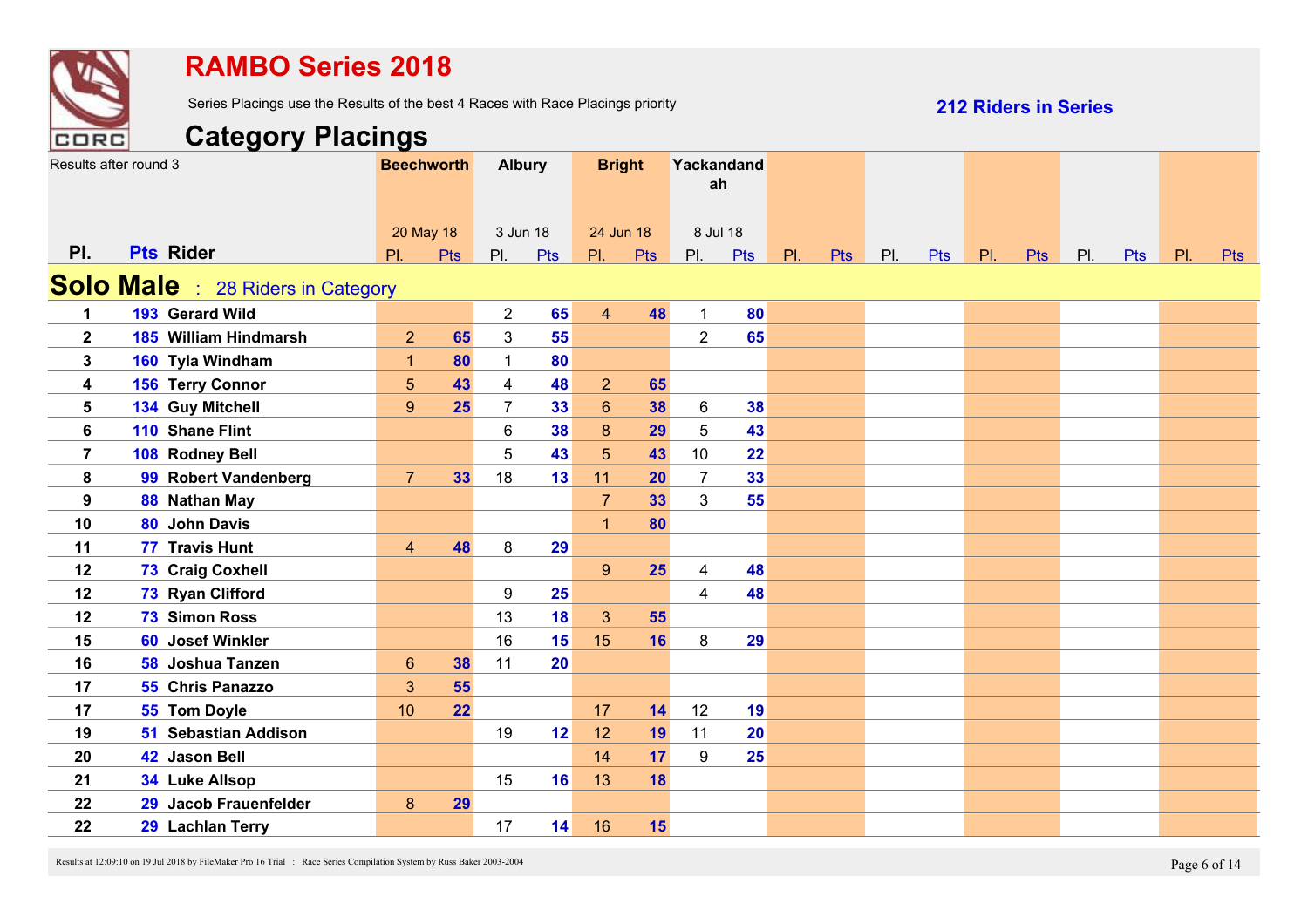# RAMBO Series 2018

Series Placings use the Results of the best 4 Races with Race Placings priority

**212 Riders in Series**

## Category Placings

Results after round 3

| Pl. | Pts | Rider | Beechworth 20 May 18 Pl. | Pts | Albury 3 Jun 18 Pl. | Pts | Bright 24 Jun 18 Pl. | Pts | Yackandandah 8 Jul 18 Pl. | Pts | Pl. | Pts | Pl. | Pts | Pl. | Pts | Pl. | Pts | Pl. | Pts |
|---|---|---|---|---|---|---|---|---|---|---|---|---|---|---|---|---|---|---|---|---|
| **Solo Male : 28 Riders in Category** | | | | | | | | | | | | | | | | | | | | |
| 1 | 193 | Gerard Wild | | | 2 | 65 | 4 | 48 | 1 | 80 | | | | | | | | | | |
| 2 | 185 | William Hindmarsh | 2 | 65 | 3 | 55 | | | 2 | 65 | | | | | | | | | | |
| 3 | 160 | Tyla Windham | 1 | 80 | 1 | 80 | | | | | | | | | | | | | | |
| 4 | 156 | Terry Connor | 5 | 43 | 4 | 48 | 2 | 65 | | | | | | | | | | | | |
| 5 | 134 | Guy Mitchell | 9 | 25 | 7 | 33 | 6 | 38 | 6 | 38 | | | | | | | | | | |
| 6 | 110 | Shane Flint | | | 6 | 38 | 8 | 29 | 5 | 43 | | | | | | | | | | |
| 7 | 108 | Rodney Bell | | | 5 | 43 | 5 | 43 | 10 | 22 | | | | | | | | | | |
| 8 | 99 | Robert Vandenberg | 7 | 33 | 18 | 13 | 11 | 20 | 7 | 33 | | | | | | | | | | |
| 9 | 88 | Nathan May | | | | | 7 | 33 | 3 | 55 | | | | | | | | | | |
| 10 | 80 | John Davis | | | | | 1 | 80 | | | | | | | | | | | | |
| 11 | 77 | Travis Hunt | 4 | 48 | 8 | 29 | | | | | | | | | | | | | | |
| 12 | 73 | Craig Coxhell | | | | | 9 | 25 | 4 | 48 | | | | | | | | | | |
| 12 | 73 | Ryan Clifford | | | 9 | 25 | | | 4 | 48 | | | | | | | | | | |
| 12 | 73 | Simon Ross | | | 13 | 18 | 3 | 55 | | | | | | | | | | | | |
| 15 | 60 | Josef Winkler | | | 16 | 15 | 15 | 16 | 8 | 29 | | | | | | | | | | |
| 16 | 58 | Joshua Tanzen | 6 | 38 | 11 | 20 | | | | | | | | | | | | | | |
| 17 | 55 | Chris Panazzo | 3 | 55 | | | | | | | | | | | | | | | | |
| 17 | 55 | Tom Doyle | 10 | 22 | | | 17 | 14 | 12 | 19 | | | | | | | | | | |
| 19 | 51 | Sebastian Addison | | | 19 | 12 | 12 | 19 | 11 | 20 | | | | | | | | | | |
| 20 | 42 | Jason Bell | | | | | 14 | 17 | 9 | 25 | | | | | | | | | | |
| 21 | 34 | Luke Allsop | | | 15 | 16 | 13 | 18 | | | | | | | | | | | | |
| 22 | 29 | Jacob Frauenfelder | 8 | 29 | | | | | | | | | | | | | | | | |
| 22 | 29 | Lachlan Terry | | | 17 | 14 | 16 | 15 | | | | | | | | | | | | |

Results at 12:09:10 on 19 Jul 2018 by FileMaker Pro 16 Trial : Race Series Compilation System by Russ Baker 2003-2004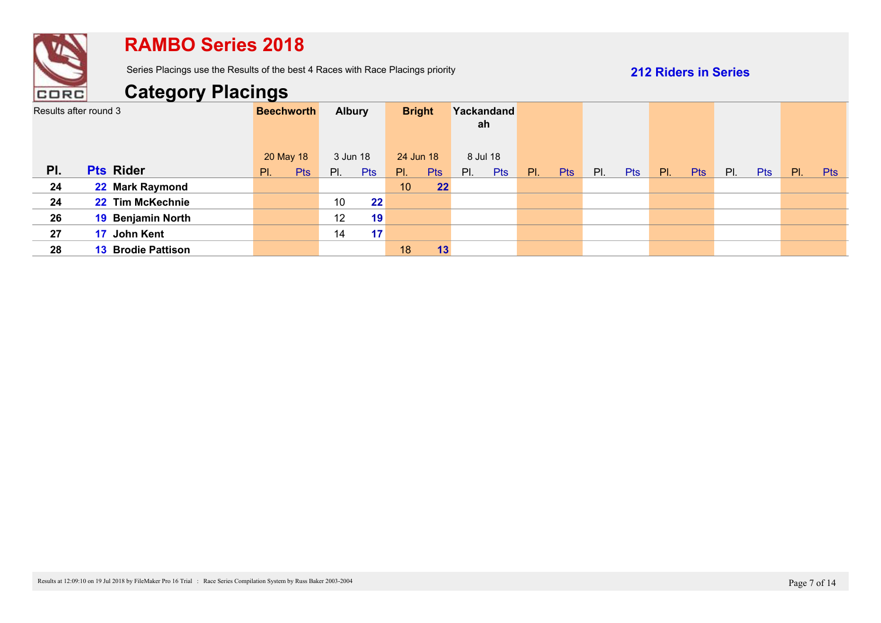# RAMBO Series 2018

Series Placings use the Results of the best 4 Races with Race Placings priority

**212 Riders in Series**

## Category Placings

Results after round 3

| | | | Beechworth | | Albury | | Bright | | Yackandandah | | | | | | | | | | | |
|---|---|---|---|---|---|---|---|---|---|---|---|---|---|---|---|---|---|---|---|---|
| | | | 20 May 18 | | 3 Jun 18 | | 24 Jun 18 | | 8 Jul 18 | | | | | | | | | | | |
| **Pl.** | **Pts** | **Rider** | Pl. | Pts | Pl. | Pts | Pl. | Pts | Pl. | Pts | Pl. | Pts | Pl. | Pts | Pl. | Pts | Pl. | Pts | Pl. | Pts |
| **24** | **22** | **Mark Raymond** | | | | | 10 | **22** | | | | | | | | | | | | |
| **24** | **22** | **Tim McKechnie** | | | 10 | **22** | | | | | | | | | | | | | | |
| **26** | **19** | **Benjamin North** | | | 12 | **19** | | | | | | | | | | | | | | |
| **27** | **17** | **John Kent** | | | 14 | **17** | | | | | | | | | | | | | | |
| **28** | **13** | **Brodie Pattison** | | | | | 18 | **13** | | | | | | | | | | | | |

Results at 12:09:10 on 19 Jul 2018 by FileMaker Pro 16 Trial : Race Series Compilation System by Russ Baker 2003-2004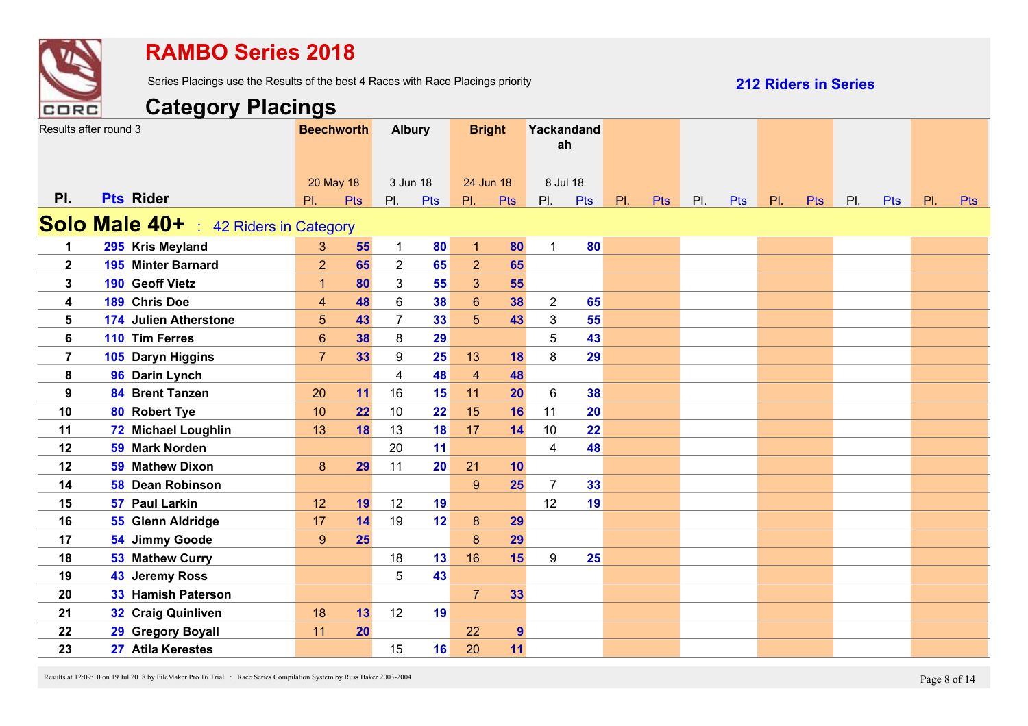# RAMBO Series 2018

Series Placings use the Results of the best 4 Races with Race Placings priority

**212 Riders in Series**

## Category Placings

| Results after round 3 | | | Beechworth | | Albury | | Bright | | Yackandandah | | | | | | | | | | | |
|---|---|---|---|---|---|---|---|---|---|---|---|---|---|---|---|---|---|---|---|---|
| | | | 20 May 18 | | 3 Jun 18 | | 24 Jun 18 | | 8 Jul 18 | | | | | | | | | | | |
| Pl. | Pts | Rider | Pl. | Pts | Pl. | Pts | Pl. | Pts | Pl. | Pts | Pl. | Pts | Pl. | Pts | Pl. | Pts | Pl. | Pts | Pl. | Pts |
| **Solo Male 40+ : 42 Riders in Category** | | | | | | | | | | | | | | | | | | | | |
| 1 | 295 | Kris Meyland | 3 | 55 | 1 | 80 | 1 | 80 | 1 | 80 | | | | | | | | | | |
| 2 | 195 | Minter Barnard | 2 | 65 | 2 | 65 | 2 | 65 | | | | | | | | | | | | |
| 3 | 190 | Geoff Vietz | 1 | 80 | 3 | 55 | 3 | 55 | | | | | | | | | | | | |
| 4 | 189 | Chris Doe | 4 | 48 | 6 | 38 | 6 | 38 | 2 | 65 | | | | | | | | | | |
| 5 | 174 | Julien Atherstone | 5 | 43 | 7 | 33 | 5 | 43 | 3 | 55 | | | | | | | | | | |
| 6 | 110 | Tim Ferres | 6 | 38 | 8 | 29 | | | 5 | 43 | | | | | | | | | | |
| 7 | 105 | Daryn Higgins | 7 | 33 | 9 | 25 | 13 | 18 | 8 | 29 | | | | | | | | | | |
| 8 | 96 | Darin Lynch | | | 4 | 48 | 4 | 48 | | | | | | | | | | | | |
| 9 | 84 | Brent Tanzen | 20 | 11 | 16 | 15 | 11 | 20 | 6 | 38 | | | | | | | | | | |
| 10 | 80 | Robert Tye | 10 | 22 | 10 | 22 | 15 | 16 | 11 | 20 | | | | | | | | | | |
| 11 | 72 | Michael Loughlin | 13 | 18 | 13 | 18 | 17 | 14 | 10 | 22 | | | | | | | | | | |
| 12 | 59 | Mark Norden | | | 20 | 11 | | | 4 | 48 | | | | | | | | | | |
| 12 | 59 | Mathew Dixon | 8 | 29 | 11 | 20 | 21 | 10 | | | | | | | | | | | | |
| 14 | 58 | Dean Robinson | | | | | 9 | 25 | 7 | 33 | | | | | | | | | | |
| 15 | 57 | Paul Larkin | 12 | 19 | 12 | 19 | | | 12 | 19 | | | | | | | | | | |
| 16 | 55 | Glenn Aldridge | 17 | 14 | 19 | 12 | 8 | 29 | | | | | | | | | | | | |
| 17 | 54 | Jimmy Goode | 9 | 25 | | | 8 | 29 | | | | | | | | | | | | |
| 18 | 53 | Mathew Curry | | | 18 | 13 | 16 | 15 | 9 | 25 | | | | | | | | | | |
| 19 | 43 | Jeremy Ross | | | 5 | 43 | | | | | | | | | | | | | | |
| 20 | 33 | Hamish Paterson | | | | | 7 | 33 | | | | | | | | | | | | |
| 21 | 32 | Craig Quinliven | 18 | 13 | 12 | 19 | | | | | | | | | | | | | | |
| 22 | 29 | Gregory Boyall | 11 | 20 | | | 22 | 9 | | | | | | | | | | | | |
| 23 | 27 | Atila Kerestes | | | 15 | 16 | 20 | 11 | | | | | | | | | | | | |

Results at 12:09:10 on 19 Jul 2018 by FileMaker Pro 16 Trial : Race Series Compilation System by Russ Baker 2003-2004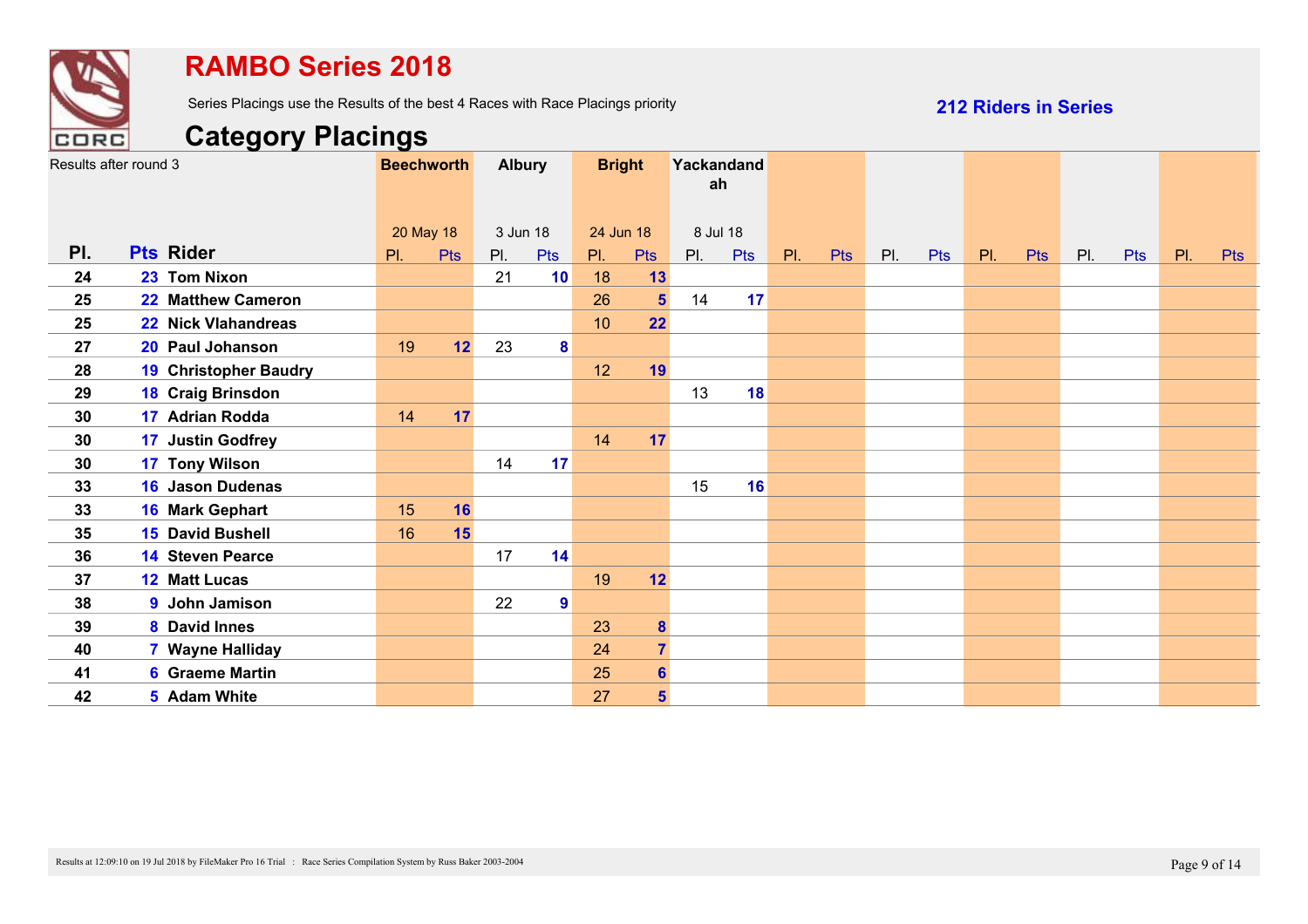# RAMBO Series 2018

Series Placings use the Results of the best 4 Races with Race Placings priority

**212 Riders in Series**

## Category Placings

Results after round 3

| | | | Beechworth | | Albury | | Bright | | Yackandandah | | | | | | | | | | | |
|---|---|---|---|---|---|---|---|---|---|---|---|---|---|---|---|---|---|---|---|---|
| | | | 20 May 18 | | 3 Jun 18 | | 24 Jun 18 | | 8 Jul 18 | | | | | | | | | | | |
| **Pl.** | **Pts** | **Rider** | Pl. | Pts | Pl. | Pts | Pl. | Pts | Pl. | Pts | Pl. | Pts | Pl. | Pts | Pl. | Pts | Pl. | Pts | Pl. | Pts |
| 24 | 23 | Tom Nixon | | | 21 | 10 | 18 | 13 | | | | | | | | | | | | |
| 25 | 22 | Matthew Cameron | | | | | 26 | 5 | 14 | 17 | | | | | | | | | | |
| 25 | 22 | Nick Vlahandreas | | | | | 10 | 22 | | | | | | | | | | | | |
| 27 | 20 | Paul Johanson | 19 | 12 | 23 | 8 | | | | | | | | | | | | | | |
| 28 | 19 | Christopher Baudry | | | | | 12 | 19 | | | | | | | | | | | | |
| 29 | 18 | Craig Brinsdon | | | | | | | 13 | 18 | | | | | | | | | | |
| 30 | 17 | Adrian Rodda | 14 | 17 | | | | | | | | | | | | | | | | |
| 30 | 17 | Justin Godfrey | | | | | 14 | 17 | | | | | | | | | | | | |
| 30 | 17 | Tony Wilson | | | 14 | 17 | | | | | | | | | | | | | | |
| 33 | 16 | Jason Dudenas | | | | | | | 15 | 16 | | | | | | | | | | |
| 33 | 16 | Mark Gephart | 15 | 16 | | | | | | | | | | | | | | | | |
| 35 | 15 | David Bushell | 16 | 15 | | | | | | | | | | | | | | | | |
| 36 | 14 | Steven Pearce | | | 17 | 14 | | | | | | | | | | | | | | |
| 37 | 12 | Matt Lucas | | | | | 19 | 12 | | | | | | | | | | | | |
| 38 | 9 | John Jamison | | | 22 | 9 | | | | | | | | | | | | | | |
| 39 | 8 | David Innes | | | | | 23 | 8 | | | | | | | | | | | | |
| 40 | 7 | Wayne Halliday | | | | | 24 | 7 | | | | | | | | | | | | |
| 41 | 6 | Graeme Martin | | | | | 25 | 6 | | | | | | | | | | | | |
| 42 | 5 | Adam White | | | | | 27 | 5 | | | | | | | | | | | | |

Results at 12:09:10 on 19 Jul 2018 by FileMaker Pro 16 Trial : Race Series Compilation System by Russ Baker 2003-2004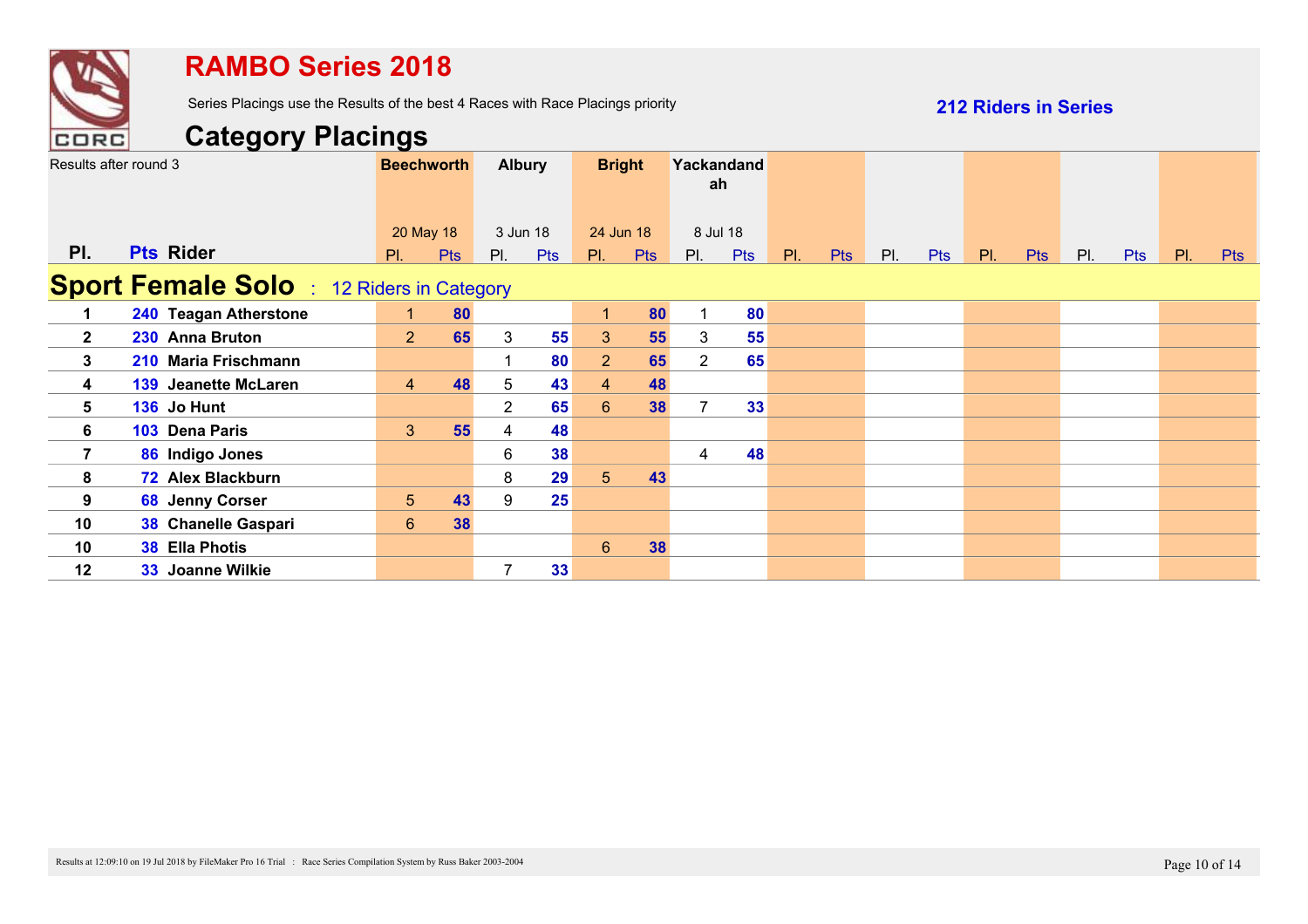# RAMBO Series 2018

Series Placings use the Results of the best 4 Races with Race Placings priority

**212 Riders in Series**

## Category Placings

| Results after round 3 | | | Beechworth | | Albury | | Bright | | Yackandandah | | | | | | | | | | | |
|---|---|---|---|---|---|---|---|---|---|---|---|---|---|---|---|---|---|---|---|---|
| | | | 20 May 18 | | 3 Jun 18 | | 24 Jun 18 | | 8 Jul 18 | | | | | | | | | | | |
| **Pl.** | **Pts** | **Rider** | Pl. | Pts | Pl. | Pts | Pl. | Pts | Pl. | Pts | Pl. | Pts | Pl. | Pts | Pl. | Pts | Pl. | Pts | Pl. | Pts |
| **Sport Female Solo** : 12 Riders in Category | | | | | | | | | | | | | | | | | | | | |
| 1 | 240 | Teagan Atherstone | 1 | 80 | | | 1 | 80 | 1 | 80 | | | | | | | | | | |
| 2 | 230 | Anna Bruton | 2 | 65 | 3 | 55 | 3 | 55 | 3 | 55 | | | | | | | | | | |
| 3 | 210 | Maria Frischmann | | | 1 | 80 | 2 | 65 | 2 | 65 | | | | | | | | | | |
| 4 | 139 | Jeanette McLaren | 4 | 48 | 5 | 43 | 4 | 48 | | | | | | | | | | | | |
| 5 | 136 | Jo Hunt | | | 2 | 65 | 6 | 38 | 7 | 33 | | | | | | | | | | |
| 6 | 103 | Dena Paris | 3 | 55 | 4 | 48 | | | | | | | | | | | | | | |
| 7 | 86 | Indigo Jones | | | 6 | 38 | | | 4 | 48 | | | | | | | | | | |
| 8 | 72 | Alex Blackburn | | | 8 | 29 | 5 | 43 | | | | | | | | | | | | |
| 9 | 68 | Jenny Corser | 5 | 43 | 9 | 25 | | | | | | | | | | | | | | |
| 10 | 38 | Chanelle Gaspari | 6 | 38 | | | | | | | | | | | | | | | | |
| 10 | 38 | Ella Photis | | | | | 6 | 38 | | | | | | | | | | | | |
| 12 | 33 | Joanne Wilkie | | | 7 | 33 | | | | | | | | | | | | | | |

Results at 12:09:10 on 19 Jul 2018 by FileMaker Pro 16 Trial : Race Series Compilation System by Russ Baker 2003-2004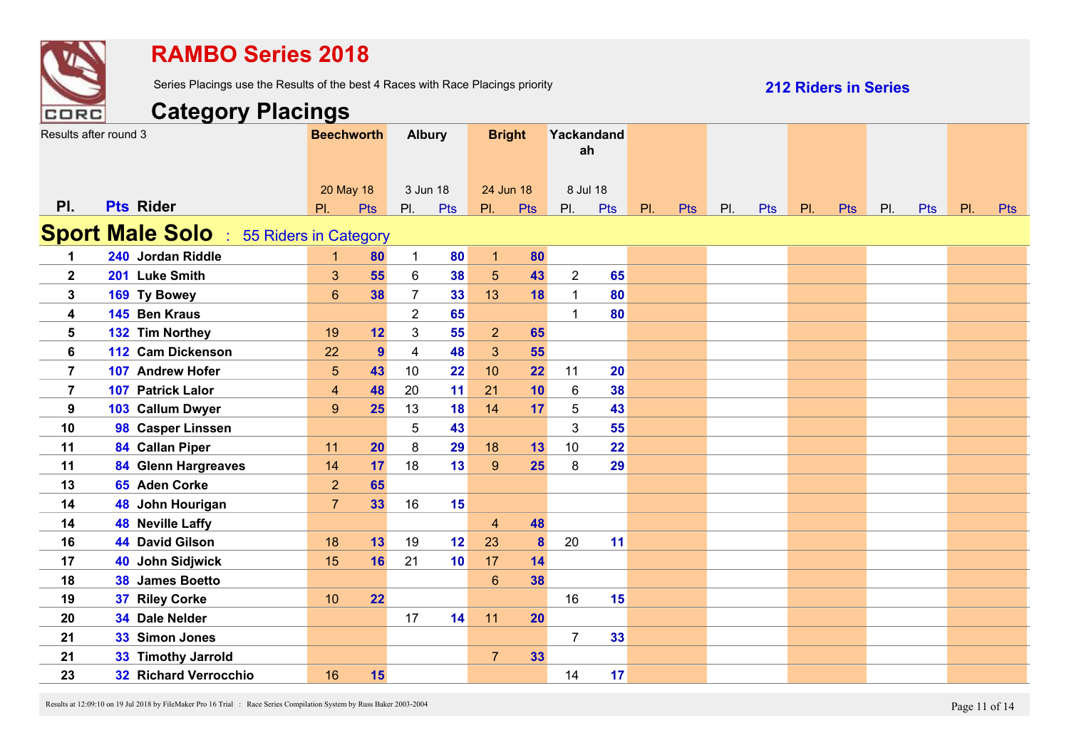# RAMBO Series 2018

Series Placings use the Results of the best 4 Races with Race Placings priority

**212 Riders in Series**

## Category Placings

Results after round 3

| | | | Beechworth | | Albury | | Bright | | Yackandandah | | | | | | | | | | | |
|---|---|---|---|---|---|---|---|---|---|---|---|---|---|---|---|---|---|---|---|---|
| | | | 20 May 18 | | 3 Jun 18 | | 24 Jun 18 | | 8 Jul 18 | | | | | | | | | | | |
| **Pl.** | **Pts** | **Rider** | Pl. | Pts | Pl. | Pts | Pl. | Pts | Pl. | Pts | Pl. | Pts | Pl. | Pts | Pl. | Pts | Pl. | Pts | Pl. | Pts |
| **Sport Male Solo** : 55 Riders in Category | | | | | | | | | | | | | | | | | | | | |
| 1 | 240 | Jordan Riddle | 1 | 80 | 1 | 80 | 1 | 80 | | | | | | | | | | | | |
| 2 | 201 | Luke Smith | 3 | 55 | 6 | 38 | 5 | 43 | 2 | 65 | | | | | | | | | | |
| 3 | 169 | Ty Bowey | 6 | 38 | 7 | 33 | 13 | 18 | 1 | 80 | | | | | | | | | | |
| 4 | 145 | Ben Kraus | | | 2 | 65 | | | 1 | 80 | | | | | | | | | | |
| 5 | 132 | Tim Northey | 19 | 12 | 3 | 55 | 2 | 65 | | | | | | | | | | | | |
| 6 | 112 | Cam Dickenson | 22 | 9 | 4 | 48 | 3 | 55 | | | | | | | | | | | | |
| 7 | 107 | Andrew Hofer | 5 | 43 | 10 | 22 | 10 | 22 | 11 | 20 | | | | | | | | | | |
| 7 | 107 | Patrick Lalor | 4 | 48 | 20 | 11 | 21 | 10 | 6 | 38 | | | | | | | | | | |
| 9 | 103 | Callum Dwyer | 9 | 25 | 13 | 18 | 14 | 17 | 5 | 43 | | | | | | | | | | |
| 10 | 98 | Casper Linssen | | | 5 | 43 | | | 3 | 55 | | | | | | | | | | |
| 11 | 84 | Callan Piper | 11 | 20 | 8 | 29 | 18 | 13 | 10 | 22 | | | | | | | | | | |
| 11 | 84 | Glenn Hargreaves | 14 | 17 | 18 | 13 | 9 | 25 | 8 | 29 | | | | | | | | | | |
| 13 | 65 | Aden Corke | 2 | 65 | | | | | | | | | | | | | | | | |
| 14 | 48 | John Hourigan | 7 | 33 | 16 | 15 | | | | | | | | | | | | | | |
| 14 | 48 | Neville Laffy | | | | | 4 | 48 | | | | | | | | | | | | |
| 16 | 44 | David Gilson | 18 | 13 | 19 | 12 | 23 | 8 | 20 | 11 | | | | | | | | | | |
| 17 | 40 | John Sidjwick | 15 | 16 | 21 | 10 | 17 | 14 | | | | | | | | | | | | |
| 18 | 38 | James Boetto | | | | | 6 | 38 | | | | | | | | | | | | |
| 19 | 37 | Riley Corke | 10 | 22 | | | | | 16 | 15 | | | | | | | | | | |
| 20 | 34 | Dale Nelder | | | 17 | 14 | 11 | 20 | | | | | | | | | | | | |
| 21 | 33 | Simon Jones | | | | | | | 7 | 33 | | | | | | | | | | |
| 21 | 33 | Timothy Jarrold | | | | | 7 | 33 | | | | | | | | | | | | |
| 23 | 32 | Richard Verrocchio | 16 | 15 | | | | | 14 | 17 | | | | | | | | | | |

Results at 12:09:10 on 19 Jul 2018 by FileMaker Pro 16 Trial : Race Series Compilation System by Russ Baker 2003-2004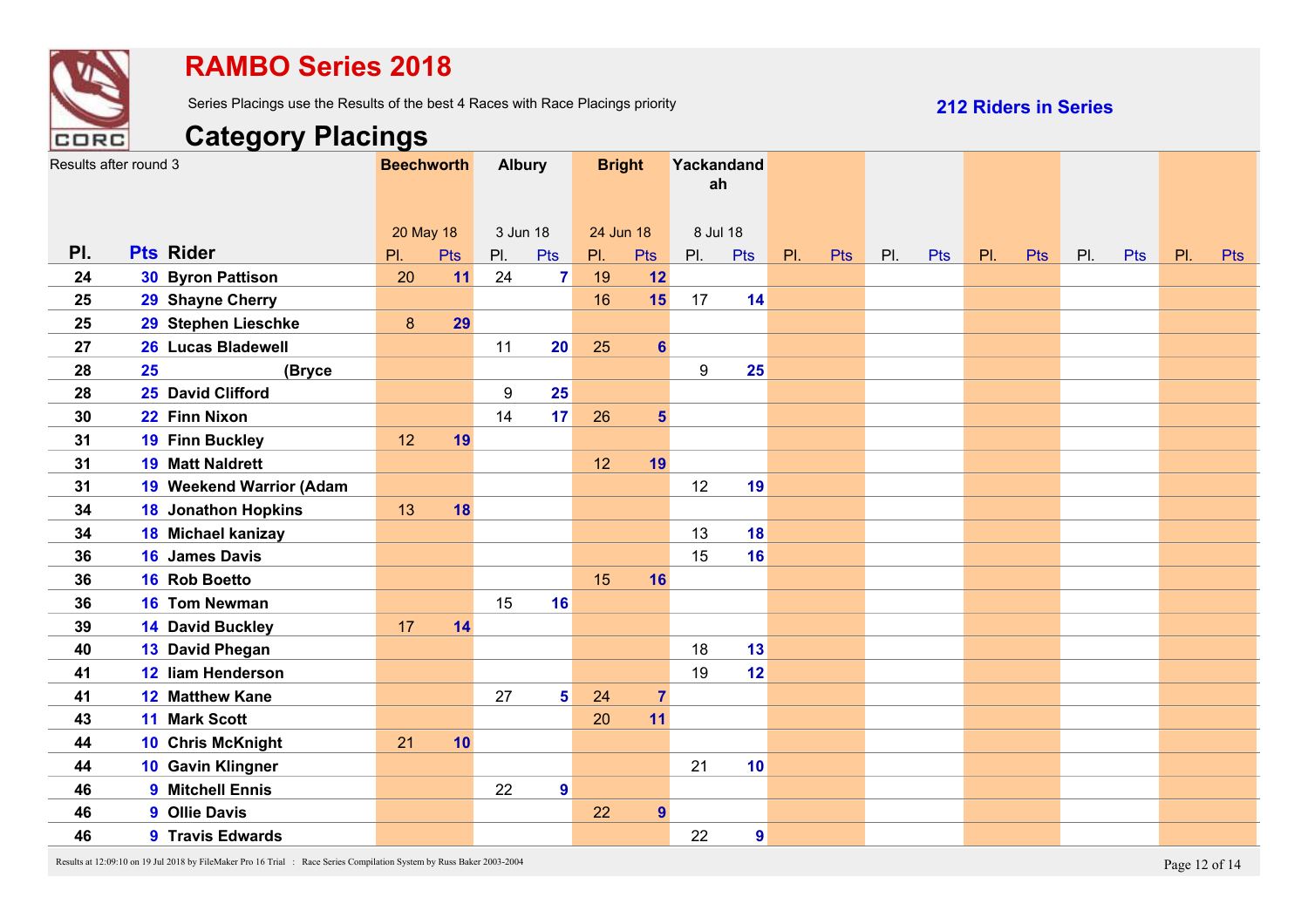# RAMBO Series 2018

Series Placings use the Results of the best 4 Races with Race Placings priority

**212 Riders in Series**

## Category Placings

Results after round 3

| | | | Beechworth | | Albury | | Bright | | Yackandandah | | | | | | | | | | | |
|---|---|---|---|---|---|---|---|---|---|---|---|---|---|---|---|---|---|---|---|---|
| | | | 20 May 18 | | 3 Jun 18 | | 24 Jun 18 | | 8 Jul 18 | | | | | | | | | | | |
| Pl. | Pts | Rider | Pl. | Pts | Pl. | Pts | Pl. | Pts | Pl. | Pts | Pl. | Pts | Pl. | Pts | Pl. | Pts | Pl. | Pts | Pl. | Pts |
| 24 | 30 | Byron Pattison | 20 | 11 | 24 | 7 | 19 | 12 | | | | | | | | | | | | |
| 25 | 29 | Shayne Cherry | | | | | 16 | 15 | 17 | 14 | | | | | | | | | | |
| 25 | 29 | Stephen Lieschke | 8 | 29 | | | | | | | | | | | | | | | | |
| 27 | 26 | Lucas Bladewell | | | 11 | 20 | 25 | 6 | | | | | | | | | | | | |
| 28 | 25 | (Bryce | | | | | | | 9 | 25 | | | | | | | | | | |
| 28 | 25 | David Clifford | | | 9 | 25 | | | | | | | | | | | | | | |
| 30 | 22 | Finn Nixon | | | 14 | 17 | 26 | 5 | | | | | | | | | | | | |
| 31 | 19 | Finn Buckley | 12 | 19 | | | | | | | | | | | | | | | | |
| 31 | 19 | Matt Naldrett | | | | | 12 | 19 | | | | | | | | | | | | |
| 31 | 19 | Weekend Warrior (Adam | | | | | | | 12 | 19 | | | | | | | | | | |
| 34 | 18 | Jonathon Hopkins | 13 | 18 | | | | | | | | | | | | | | | | |
| 34 | 18 | Michael kanizay | | | | | | | 13 | 18 | | | | | | | | | | |
| 36 | 16 | James Davis | | | | | | | 15 | 16 | | | | | | | | | | |
| 36 | 16 | Rob Boetto | | | | | 15 | 16 | | | | | | | | | | | | |
| 36 | 16 | Tom Newman | | | 15 | 16 | | | | | | | | | | | | | | |
| 39 | 14 | David Buckley | 17 | 14 | | | | | | | | | | | | | | | | |
| 40 | 13 | David Phegan | | | | | | | 18 | 13 | | | | | | | | | | |
| 41 | 12 | liam Henderson | | | | | | | 19 | 12 | | | | | | | | | | |
| 41 | 12 | Matthew Kane | | | 27 | 5 | 24 | 7 | | | | | | | | | | | | |
| 43 | 11 | Mark Scott | | | | | 20 | 11 | | | | | | | | | | | | |
| 44 | 10 | Chris McKnight | 21 | 10 | | | | | | | | | | | | | | | | |
| 44 | 10 | Gavin Klingner | | | | | | | 21 | 10 | | | | | | | | | | |
| 46 | 9 | Mitchell Ennis | | | 22 | 9 | | | | | | | | | | | | | | |
| 46 | 9 | Ollie Davis | | | | | 22 | 9 | | | | | | | | | | | | |
| 46 | 9 | Travis Edwards | | | | | | | 22 | 9 | | | | | | | | | | |

Results at 12:09:10 on 19 Jul 2018 by FileMaker Pro 16 Trial : Race Series Compilation System by Russ Baker 2003-2004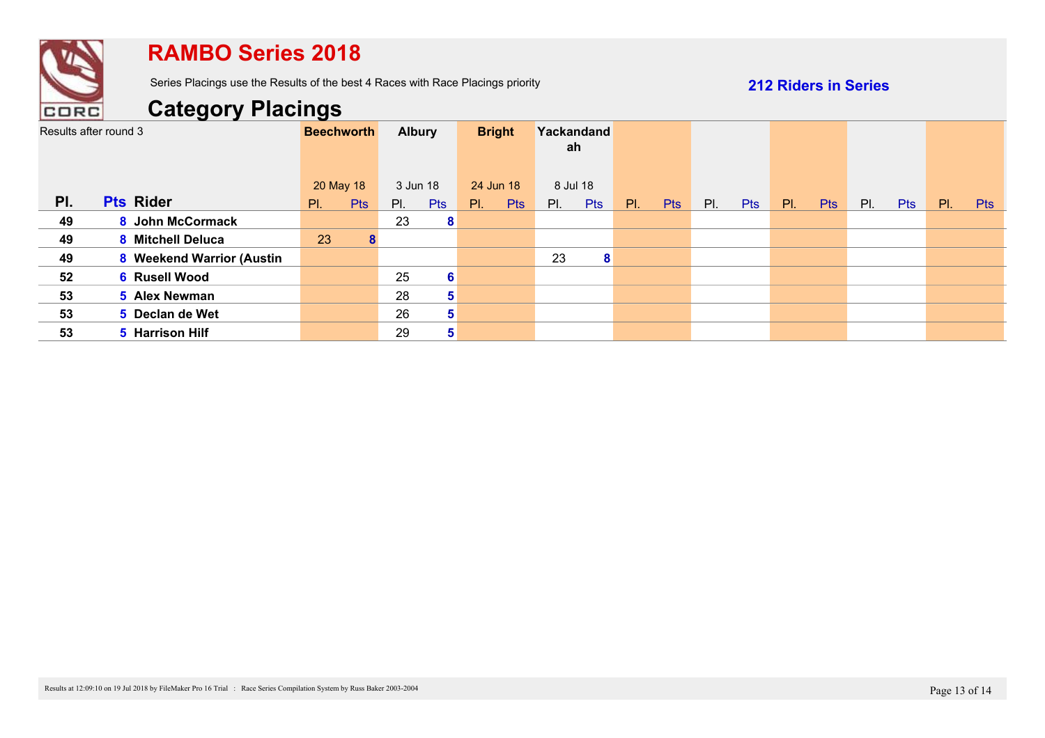# RAMBO Series 2018

Series Placings use the Results of the best 4 Races with Race Placings priority

**212 Riders in Series**

## Category Placings

Results after round 3

| | | | Beechworth | | Albury | | Bright | | Yackandandah | | | | | | | | | | | |
|---|---|---|---|---|---|---|---|---|---|---|---|---|---|---|---|---|---|---|---|---|
| | | | 20 May 18 | | 3 Jun 18 | | 24 Jun 18 | | 8 Jul 18 | | | | | | | | | | | |
| **Pl.** | **Pts** | **Rider** | Pl. | Pts | Pl. | Pts | Pl. | Pts | Pl. | Pts | Pl. | Pts | Pl. | Pts | Pl. | Pts | Pl. | Pts | Pl. | Pts |
| **49** | **8** | **John McCormack** | | | 23 | **8** | | | | | | | | | | | | | | |
| **49** | **8** | **Mitchell Deluca** | 23 | **8** | | | | | | | | | | | | | | | | |
| **49** | **8** | **Weekend Warrior (Austin** | | | | | | | 23 | **8** | | | | | | | | | | |
| **52** | **6** | **Rusell Wood** | | | 25 | **6** | | | | | | | | | | | | | | |
| **53** | **5** | **Alex Newman** | | | 28 | **5** | | | | | | | | | | | | | | |
| **53** | **5** | **Declan de Wet** | | | 26 | **5** | | | | | | | | | | | | | | |
| **53** | **5** | **Harrison Hilf** | | | 29 | **5** | | | | | | | | | | | | | | |

Results at 12:09:10 on 19 Jul 2018 by FileMaker Pro 16 Trial : Race Series Compilation System by Russ Baker 2003-2004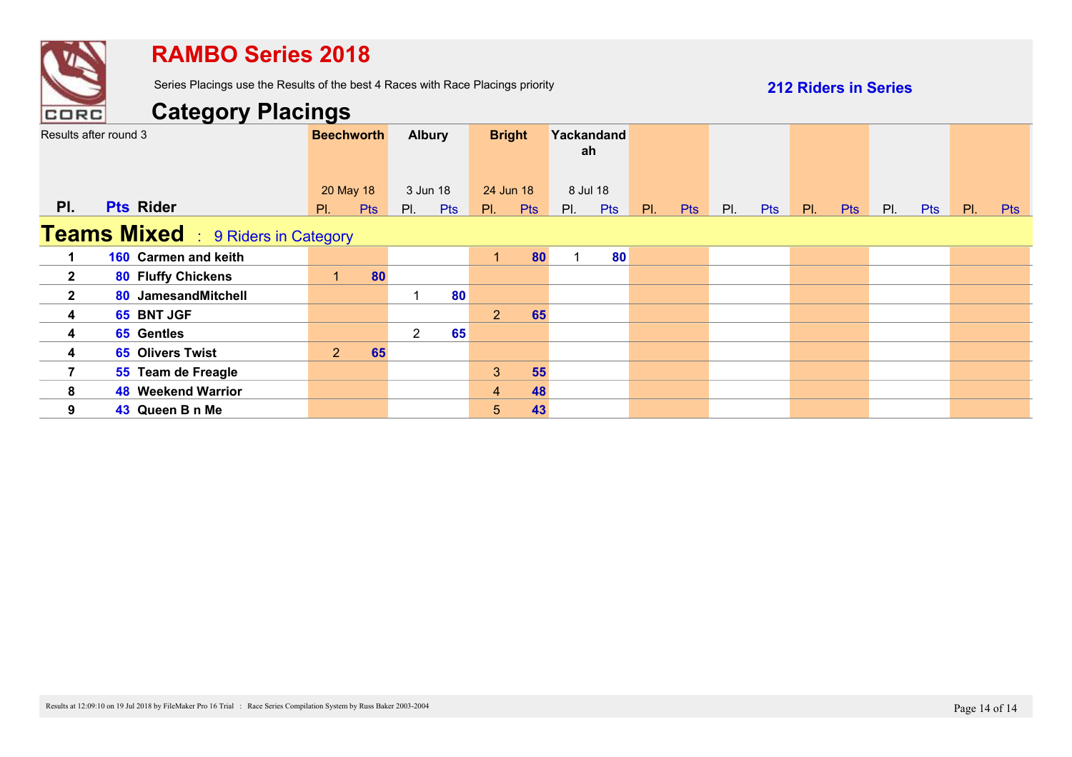# RAMBO Series 2018

Series Placings use the Results of the best 4 Races with Race Placings priority

**212 Riders in Series**

## Category Placings

| Results after round 3 | | | Beechworth | | Albury | | Bright | | Yackandandah | | | | | | | | | | | |
|---|---|---|---|---|---|---|---|---|---|---|---|---|---|---|---|---|---|---|---|---|
| | | | 20 May 18 | | 3 Jun 18 | | 24 Jun 18 | | 8 Jul 18 | | | | | | | | | | | |
| **Pl.** | **Pts** | **Rider** | Pl. | Pts | Pl. | Pts | Pl. | Pts | Pl. | Pts | Pl. | Pts | Pl. | Pts | Pl. | Pts | Pl. | Pts | Pl. | Pts |
| **Teams Mixed** : 9 Riders in Category | | | | | | | | | | | | | | | | | | | | |
| 1 | 160 | Carmen and keith | | | | | 1 | 80 | 1 | 80 | | | | | | | | | | |
| 2 | 80 | Fluffy Chickens | 1 | 80 | | | | | | | | | | | | | | | | |
| 2 | 80 | JamesandMitchell | | | 1 | 80 | | | | | | | | | | | | | | |
| 4 | 65 | BNT JGF | | | | | 2 | 65 | | | | | | | | | | | | |
| 4 | 65 | Gentles | | | 2 | 65 | | | | | | | | | | | | | | |
| 4 | 65 | Olivers Twist | 2 | 65 | | | | | | | | | | | | | | | | |
| 7 | 55 | Team de Freagle | | | | | 3 | 55 | | | | | | | | | | | | |
| 8 | 48 | Weekend Warrior | | | | | 4 | 48 | | | | | | | | | | | | |
| 9 | 43 | Queen B n Me | | | | | 5 | 43 | | | | | | | | | | | | |

Results at 12:09:10 on 19 Jul 2018 by FileMaker Pro 16 Trial : Race Series Compilation System by Russ Baker 2003-2004